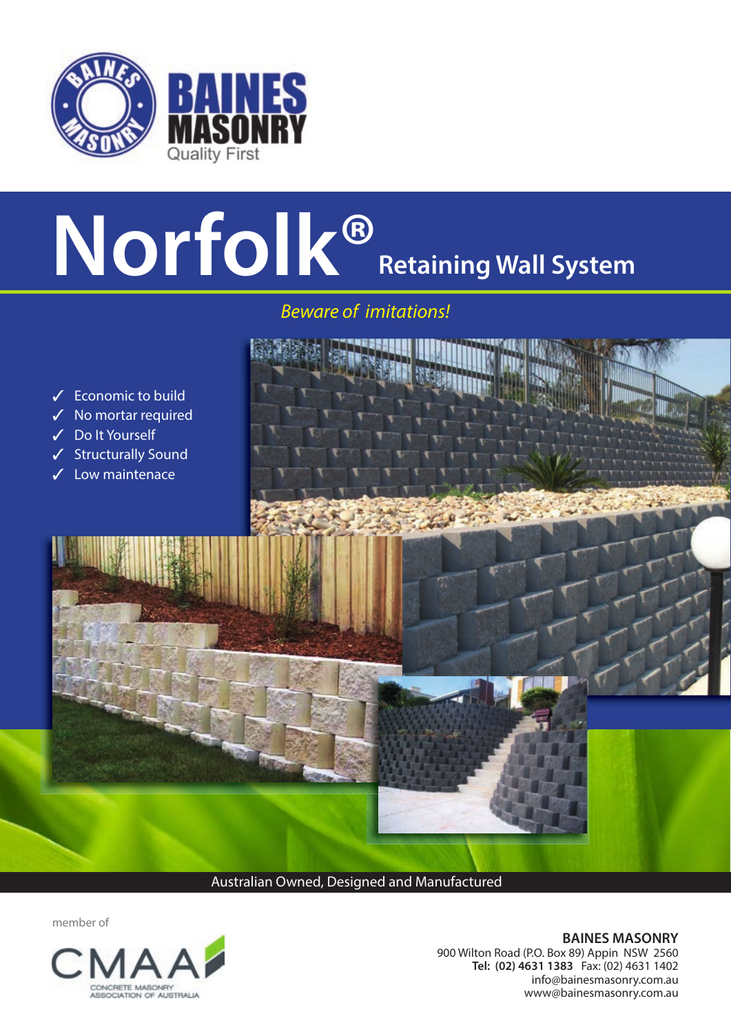BAINES MASONRY
Quality First

# Norfolk® Retaining Wall System

*Beware of imitations!*

- ✓ Economic to build
- ✓ No mortar required
- ✓ Do It Yourself
- ✓ Structurally Sound
- ✓ Low maintenance

Australian Owned, Designed and Manufactured

member of

CMAA
CONCRETE MASONRY ASSOCIATION OF AUSTRALIA

**BAINES MASONRY**
900 Wilton Road (P.O. Box 89) Appin NSW 2560
**Tel: (02) 4631 1383** Fax: (02) 4631 1402
info@bainesmasonry.com.au
www@bainesmasonry.com.au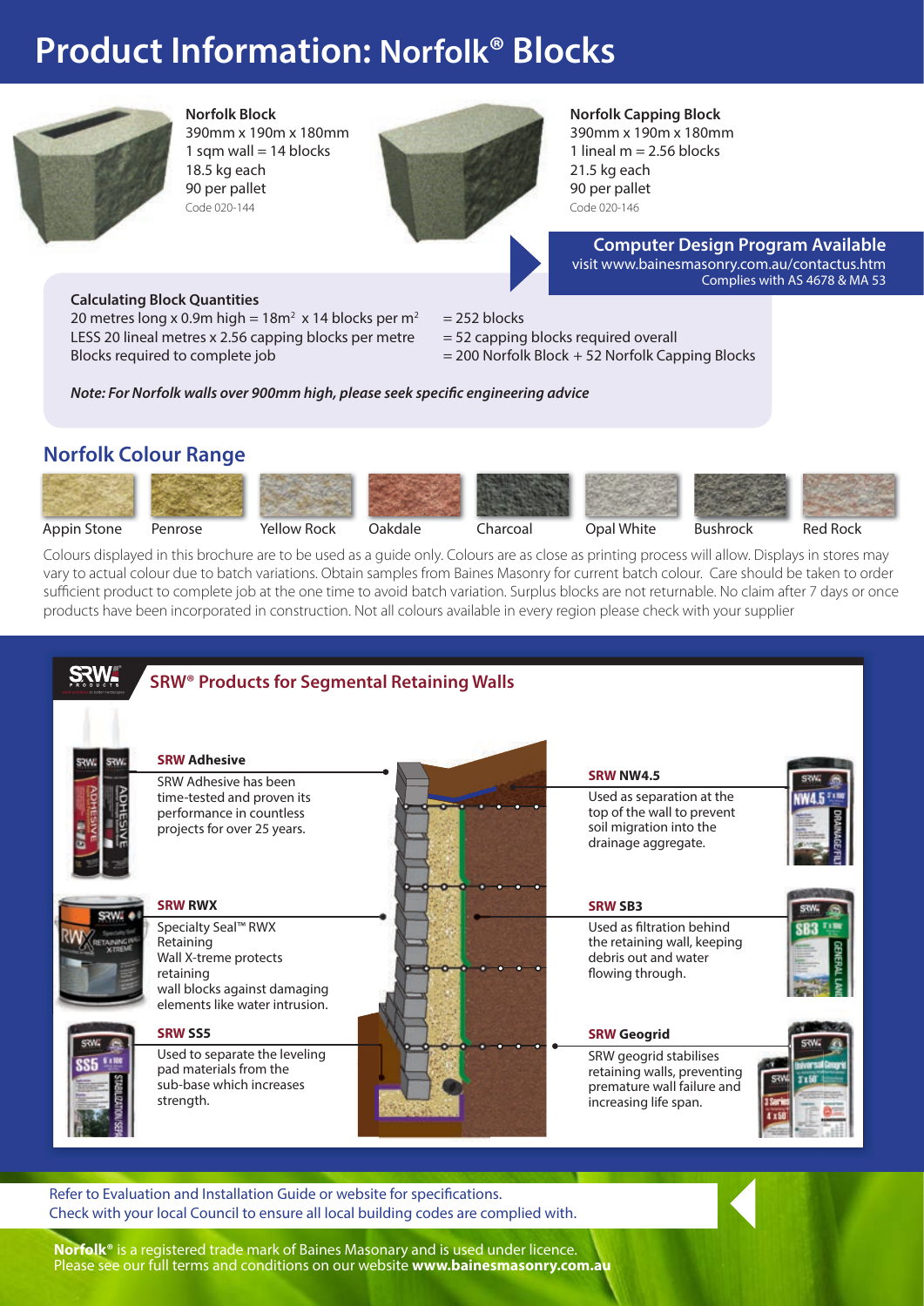# Product Information: Norfolk® Blocks

**Norfolk Block**
390mm x 190m x 180mm
1 sqm wall = 14 blocks
18.5 kg each
90 per pallet
Code 020-144

**Norfolk Capping Block**
390mm x 190m x 180mm
1 lineal m = 2.56 blocks
21.5 kg each
90 per pallet
Code 020-146

**Computer Design Program Available**
visit www.bainesmasonry.com.au/contactus.htm
Complies with AS 4678 & MA 53

**Calculating Block Quantities**

| | |
|---|---|
| 20 metres long x 0.9m high = 18m² x 14 blocks per m² | = 252 blocks |
| LESS 20 lineal metres x 2.56 capping blocks per metre | = 52 capping blocks required overall |
| Blocks required to complete job | = 200 Norfolk Block + 52 Norfolk Capping Blocks |

***Note: For Norfolk walls over 900mm high, please seek specific engineering advice***

## Norfolk Colour Range

Appin Stone, Penrose, Yellow Rock, Oakdale, Charcoal, Opal White, Bushrock, Red Rock

Colours displayed in this brochure are to be used as a guide only. Colours are as close as printing process will allow. Displays in stores may vary to actual colour due to batch variations. Obtain samples from Baines Masonry for current batch colour. Care should be taken to order sufficient product to complete job at the one time to avoid batch variation. Surplus blocks are not returnable. No claim after 7 days or once products have been incorporated in construction. Not all colours available in every region please check with your supplier

## SRW® Products for Segmental Retaining Walls

**SRW Adhesive**
SRW Adhesive has been time-tested and proven its performance in countless projects for over 25 years.

**SRW RWX**
Specialty Seal™ RWX Retaining Wall X-treme protects retaining wall blocks against damaging elements like water intrusion.

**SRW SS5**
Used to separate the leveling pad materials from the sub-base which increases strength.

**SRW NW4.5**
Used as separation at the top of the wall to prevent soil migration into the drainage aggregate.

**SRW SB3**
Used as filtration behind the retaining wall, keeping debris out and water flowing through.

**SRW Geogrid**
SRW geogrid stabilises retaining walls, preventing premature wall failure and increasing life span.

Refer to Evaluation and Installation Guide or website for specifications.
Check with your local Council to ensure all local building codes are complied with.

**Norfolk®** is a registered trade mark of Baines Masonary and is used under licence.
Please see our full terms and conditions on our website **www.bainesmasonry.com.au**